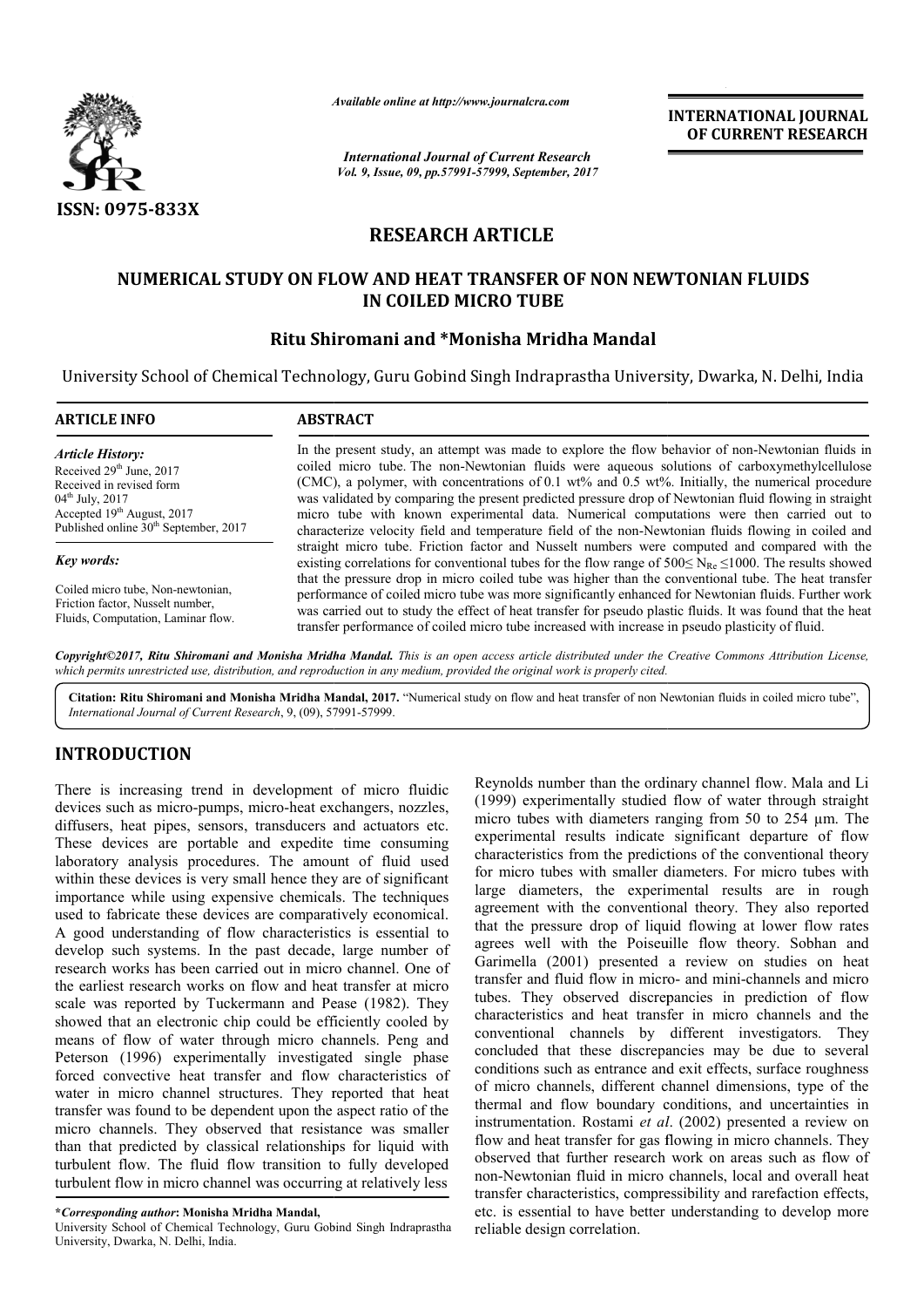*Available online at http://www.journalcra.com*

*International Journal of Current Research*
*Vol. 9, Issue, 09, pp.57991-57999, September, 2017*

**INTERNATIONAL JOURNAL OF CURRENT RESEARCH**

**ISSN: 0975-833X**

# RESEARCH ARTICLE

## NUMERICAL STUDY ON FLOW AND HEAT TRANSFER OF NON NEWTONIAN FLUIDS IN COILED MICRO TUBE

**Ritu Shiromani and \*Monisha Mridha Mandal**

University School of Chemical Technology, Guru Gobind Singh Indraprastha University, Dwarka, N. Delhi, India

### ARTICLE INFO

*Article History:*
Received 29th June, 2017
Received in revised form
04th July, 2017
Accepted 19th August, 2017
Published online 30th September, 2017

*Key words:*
Coiled micro tube, Non-newtonian, Friction factor, Nusselt number, Fluids, Computation, Laminar flow.

### ABSTRACT

In the present study, an attempt was made to explore the flow behavior of non-Newtonian fluids in coiled micro tube. The non-Newtonian fluids were aqueous solutions of carboxymethylcellulose (CMC), a polymer, with concentrations of 0.1 wt% and 0.5 wt%. Initially, the numerical procedure was validated by comparing the present predicted pressure drop of Newtonian fluid flowing in straight micro tube with known experimental data. Numerical computations were then carried out to characterize velocity field and temperature field of the non-Newtonian fluids flowing in coiled and straight micro tube. Friction factor and Nusselt numbers were computed and compared with the existing correlations for conventional tubes for the flow range of $500 \leq N_{Re} \leq 1000$. The results showed that the pressure drop in micro coiled tube was higher than the conventional tube. The heat transfer performance of coiled micro tube was more significantly enhanced for Newtonian fluids. Further work was carried out to study the effect of heat transfer for pseudo plastic fluids. It was found that the heat transfer performance of coiled micro tube increased with increase in pseudo plasticity of fluid.

***Copyright©2017, Ritu Shiromani and Monisha Mridha Mandal.*** *This is an open access article distributed under the Creative Commons Attribution License, which permits unrestricted use, distribution, and reproduction in any medium, provided the original work is properly cited.*

**Citation: Ritu Shiromani and Monisha Mridha Mandal, 2017.** "Numerical study on flow and heat transfer of non Newtonian fluids in coiled micro tube", *International Journal of Current Research*, 9, (09), 57991-57999.

## INTRODUCTION

There is increasing trend in development of micro fluidic devices such as micro-pumps, micro-heat exchangers, nozzles, diffusers, heat pipes, sensors, transducers and actuators etc. These devices are portable and expedite time consuming laboratory analysis procedures. The amount of fluid used within these devices is very small hence they are of significant importance while using expensive chemicals. The techniques used to fabricate these devices are comparatively economical. A good understanding of flow characteristics is essential to develop such systems. In the past decade, large number of research works has been carried out in micro channel. One of the earliest research works on flow and heat transfer at micro scale was reported by Tuckermann and Pease (1982). They showed that an electronic chip could be efficiently cooled by means of flow of water through micro channels. Peng and Peterson (1996) experimentally investigated single phase forced convective heat transfer and flow characteristics of water in micro channel structures. They reported that heat transfer was found to be dependent upon the aspect ratio of the micro channels. They observed that resistance was smaller than that predicted by classical relationships for liquid with turbulent flow. The fluid flow transition to fully developed turbulent flow in micro channel was occurring at relatively less Reynolds number than the ordinary channel flow. Mala and Li (1999) experimentally studied flow of water through straight micro tubes with diameters ranging from 50 to 254 μm. The experimental results indicate significant departure of flow characteristics from the predictions of the conventional theory for micro tubes with smaller diameters. For micro tubes with large diameters, the experimental results are in rough agreement with the conventional theory. They also reported that the pressure drop of liquid flowing at lower flow rates agrees well with the Poiseuille flow theory. Sobhan and Garimella (2001) presented a review on studies on heat transfer and fluid flow in micro- and mini-channels and micro tubes. They observed discrepancies in prediction of flow characteristics and heat transfer in micro channels and the conventional channels by different investigators. They concluded that these discrepancies may be due to several conditions such as entrance and exit effects, surface roughness of micro channels, different channel dimensions, type of the thermal and flow boundary conditions, and uncertainties in instrumentation. Rostami *et al*. (2002) presented a review on flow and heat transfer for gas flowing in micro channels. They observed that further research work on areas such as flow of non-Newtonian fluid in micro channels, local and overall heat transfer characteristics, compressibility and rarefaction effects, etc. is essential to have better understanding to develop more reliable design correlation.

**\*Corresponding author: Monisha Mridha Mandal,**
University School of Chemical Technology, Guru Gobind Singh Indraprastha University, Dwarka, N. Delhi, India.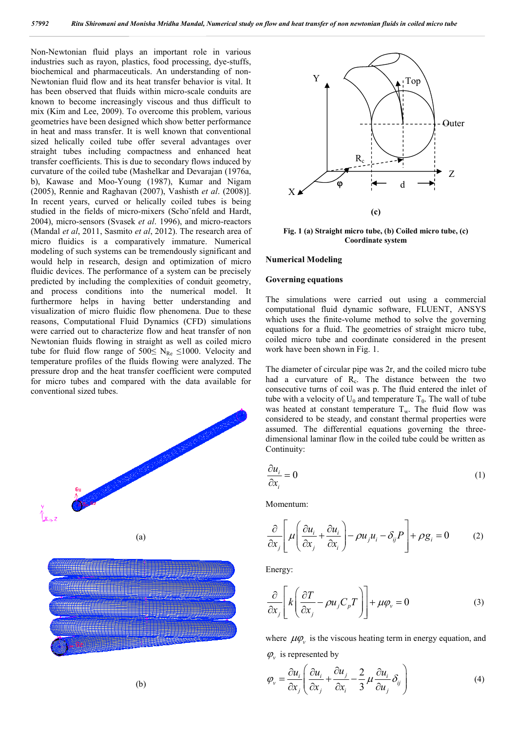Non-Newtonian fluid plays an important role in various industries such as rayon, plastics, food processing, dye-stuffs, biochemical and pharmaceuticals. An understanding of non-Newtonian fluid flow and its heat transfer behavior is vital. It has been observed that fluids within micro-scale conduits are known to become increasingly viscous and thus difficult to mix (Kim and Lee, 2009). To overcome this problem, various geometries have been designed which show better performance in heat and mass transfer. It is well known that conventional sized helically coiled tube offer several advantages over straight tubes including compactness and enhanced heat transfer coefficients. This is due to secondary flows induced by curvature of the coiled tube (Mashelkar and Devarajan (1976a, b), Kawase and Moo-Young (1987), Kumar and Nigam (2005), Rennie and Raghavan (2007), Vashisth *et al*. (2008)]. In recent years, curved or helically coiled tubes is being studied in the fields of micro-mixers (Scho¨nfeld and Hardt, 2004), micro-sensors (Svasek *et al*. 1996), and micro-reactors (Mandal *et al*, 2011, Sasmito *et al*, 2012). The research area of micro fluidics is a comparatively immature. Numerical modeling of such systems can be tremendously significant and would help in research, design and optimization of micro fluidic devices. The performance of a system can be precisely predicted by including the complexities of conduit geometry, and process conditions into the numerical model. It furthermore helps in having better understanding and visualization of micro fluidic flow phenomena. Due to these reasons, Computational Fluid Dynamics (CFD) simulations were carried out to characterize flow and heat transfer of non Newtonian fluids flowing in straight as well as coiled micro tube for fluid flow range of $500 \leq N_{Re} \leq 1000$. Velocity and temperature profiles of the fluids flowing were analyzed. The pressure drop and the heat transfer coefficient were computed for micro tubes and compared with the data available for conventional sized tubes.

(a)

(b)

(c)

**Fig. 1 (a) Straight micro tube, (b) Coiled micro tube, (c) Coordinate system**

## Numerical Modeling

### Governing equations

The simulations were carried out using a commercial computational fluid dynamic software, FLUENT, ANSYS which uses the finite-volume method to solve the governing equations for a fluid. The geometries of straight micro tube, coiled micro tube and coordinate considered in the present work have been shown in Fig. 1.

The diameter of circular pipe was 2r, and the coiled micro tube had a curvature of $R_c$. The distance between the two consecutive turns of coil was p. The fluid entered the inlet of tube with a velocity of $U_0$ and temperature $T_0$. The wall of tube was heated at constant temperature $T_w$. The fluid flow was considered to be steady, and constant thermal properties were assumed. The differential equations governing the three-dimensional laminar flow in the coiled tube could be written as Continuity:

$$\frac{\partial u_i}{\partial x_i} = 0 \tag{1}$$

Momentum:

$$\frac{\partial}{\partial x_j}\left[\mu\left(\frac{\partial u_i}{\partial x_j} + \frac{\partial u_i}{\partial x_i}\right) - \rho u_j u_i - \delta_{ij} P\right] + \rho g_i = 0 \tag{2}$$

Energy:

$$\frac{\partial}{\partial x_j}\left[k\left(\frac{\partial T}{\partial x_j} - \rho u_j C_p T\right)\right] + \mu \varphi_v = 0 \tag{3}$$

where $\mu\varphi_v$ is the viscous heating term in energy equation, and $\varphi_v$ is represented by

$$\varphi_v = \frac{\partial u_i}{\partial x_j}\left(\frac{\partial u_i}{\partial x_j} + \frac{\partial u_j}{\partial x_i} - \frac{2}{3}\mu\frac{\partial u_i}{\partial u_j}\delta_{ij}\right) \tag{4}$$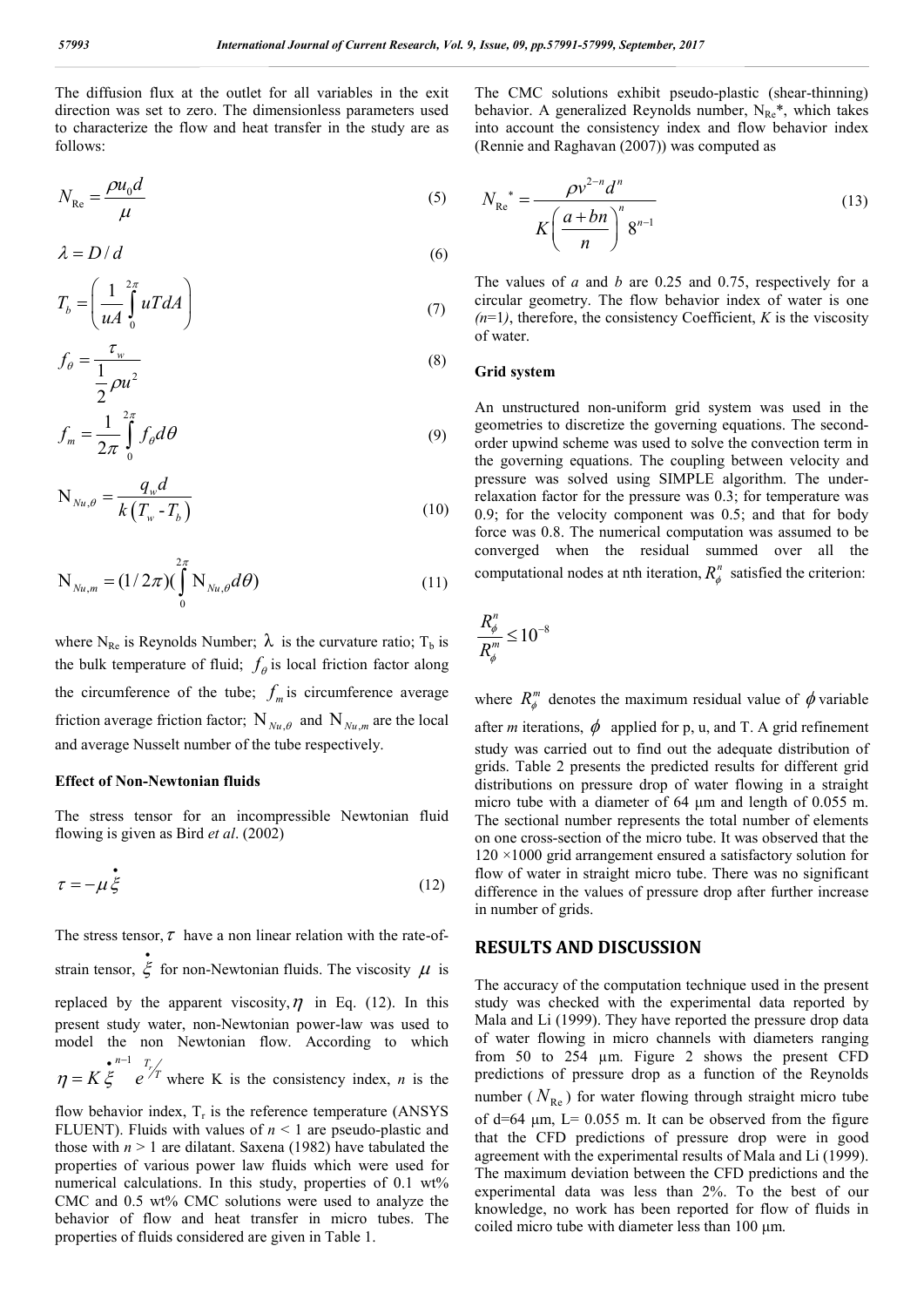The diffusion flux at the outlet for all variables in the exit direction was set to zero. The dimensionless parameters used to characterize the flow and heat transfer in the study are as follows:

$$N_{\mathrm{Re}} = \frac{\rho u_0 d}{\mu} \tag{5}$$

$$\lambda = D / d \tag{6}$$

$$T_b = \left( \frac{1}{uA} \int_0^{2\pi} uTdA \right) \tag{7}$$

$$f_\theta = \frac{\tau_w}{\frac{1}{2}\rho u^2} \tag{8}$$

$$f_m = \frac{1}{2\pi} \int_0^{2\pi} f_\theta d\theta \tag{9}$$

$$\mathrm{N}_{Nu,\theta} = \frac{q_w d}{k\left(T_w - T_b\right)} \tag{10}$$

$$\mathrm{N}_{Nu,m} = (1/2\pi)(\int_0^{2\pi} \mathrm{N}_{Nu,\theta} d\theta) \tag{11}$$

where $N_{\mathrm{Re}}$ is Reynolds Number; $\lambda$ is the curvature ratio; $T_b$ is the bulk temperature of fluid; $f_\theta$ is local friction factor along the circumference of the tube; $f_m$ is circumference average friction average friction factor; $\mathrm{N}_{Nu,\theta}$ and $\mathrm{N}_{Nu,m}$ are the local and average Nusselt number of the tube respectively.

### Effect of Non-Newtonian fluids

The stress tensor for an incompressible Newtonian fluid flowing is given as Bird *et al*. (2002)

$$\tau = -\mu \dot{\xi} \tag{12}$$

The stress tensor, $\tau$ have a non linear relation with the rate-of-strain tensor, $\dot{\xi}$ for non-Newtonian fluids. The viscosity $\mu$ is replaced by the apparent viscosity, $\eta$ in Eq. (12). In this present study water, non-Newtonian power-law was used to model the non Newtonian flow. According to which $\eta = K \dot{\xi}^{n-1} e^{T_r/T}$ where K is the consistency index, *n* is the flow behavior index, $T_r$ is the reference temperature (ANSYS FLUENT). Fluids with values of $n < 1$ are pseudo-plastic and those with $n > 1$ are dilatant. Saxena (1982) have tabulated the properties of various power law fluids which were used for numerical calculations. In this study, properties of 0.1 wt% CMC and 0.5 wt% CMC solutions were used to analyze the behavior of flow and heat transfer in micro tubes. The properties of fluids considered are given in Table 1.

The CMC solutions exhibit pseudo-plastic (shear-thinning) behavior. A generalized Reynolds number, $N_{\mathrm{Re}}$*, which takes into account the consistency index and flow behavior index (Rennie and Raghavan (2007)) was computed as

$$N_{\mathrm{Re}}{}^* = \frac{\rho v^{2-n} d^n}{K\left(\frac{a+bn}{n}\right)^n 8^{n-1}} \tag{13}$$

The values of *a* and *b* are 0.25 and 0.75, respectively for a circular geometry. The flow behavior index of water is one *(n*=1*)*, therefore, the consistency Coefficient, *K* is the viscosity of water.

### Grid system

An unstructured non-uniform grid system was used in the geometries to discretize the governing equations. The second-order upwind scheme was used to solve the convection term in the governing equations. The coupling between velocity and pressure was solved using SIMPLE algorithm. The under-relaxation factor for the pressure was 0.3; for temperature was 0.9; for the velocity component was 0.5; and that for body force was 0.8. The numerical computation was assumed to be converged when the residual summed over all the computational nodes at nth iteration, $R_\phi^n$ satisfied the criterion:

$$\frac{R_\phi^n}{R_\phi^m} \leq 10^{-8}$$

where $R_\phi^m$ denotes the maximum residual value of $\phi$ variable after *m* iterations, $\phi$ applied for p, u, and T. A grid refinement study was carried out to find out the adequate distribution of grids. Table 2 presents the predicted results for different grid distributions on pressure drop of water flowing in a straight micro tube with a diameter of 64 μm and length of 0.055 m. The sectional number represents the total number of elements on one cross-section of the micro tube. It was observed that the 120 ×1000 grid arrangement ensured a satisfactory solution for flow of water in straight micro tube. There was no significant difference in the values of pressure drop after further increase in number of grids.

## RESULTS AND DISCUSSION

The accuracy of the computation technique used in the present study was checked with the experimental data reported by Mala and Li (1999). They have reported the pressure drop data of water flowing in micro channels with diameters ranging from 50 to 254 μm. Figure 2 shows the present CFD predictions of pressure drop as a function of the Reynolds number ($N_{\mathrm{Re}}$) for water flowing through straight micro tube of d=64 μm, L= 0.055 m. It can be observed from the figure that the CFD predictions of pressure drop were in good agreement with the experimental results of Mala and Li (1999). The maximum deviation between the CFD predictions and the experimental data was less than 2%. To the best of our knowledge, no work has been reported for flow of fluids in coiled micro tube with diameter less than 100 μm.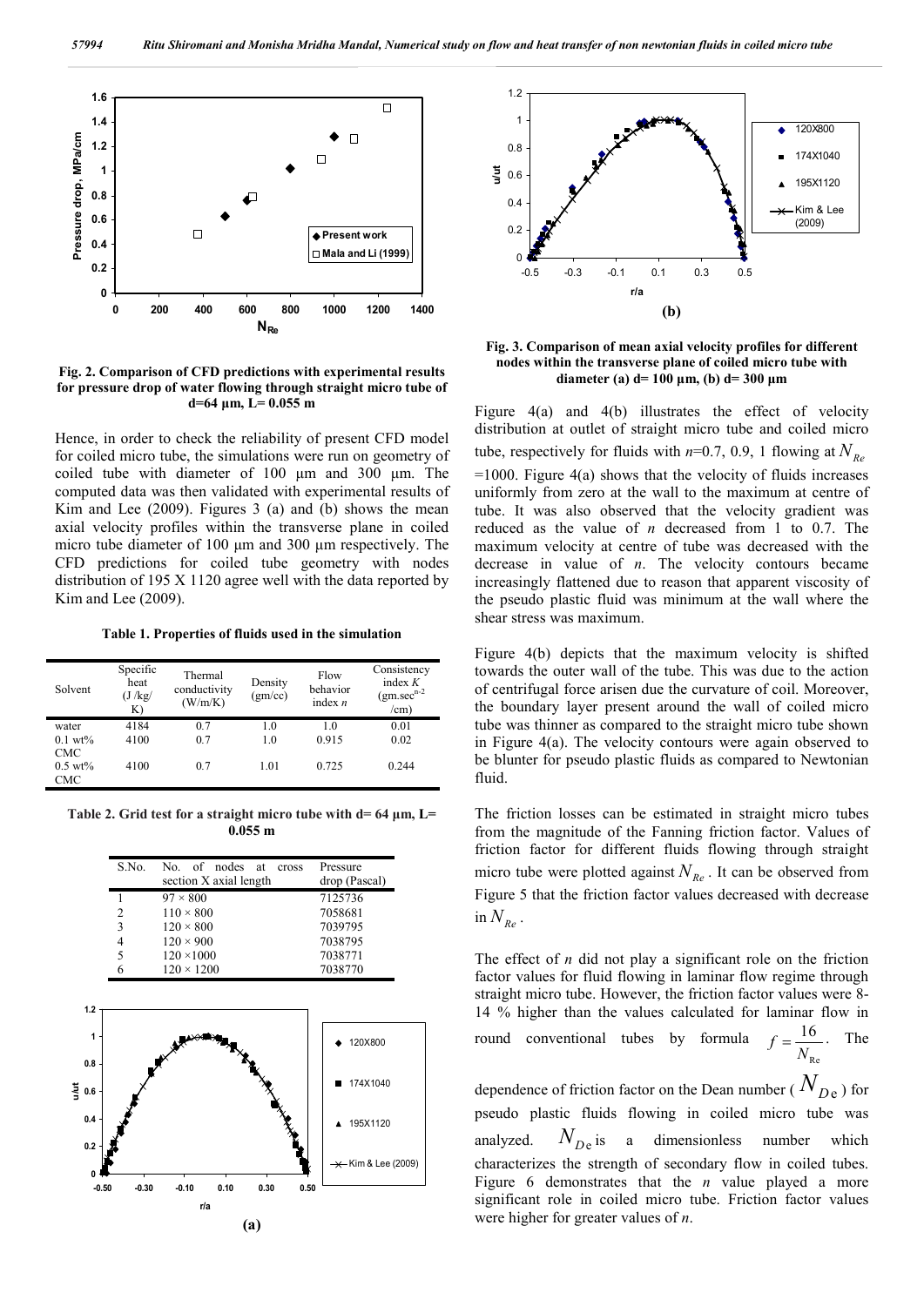Fig. 2. Comparison of CFD predictions with experimental results for pressure drop of water flowing through straight micro tube of d=64 μm, L= 0.055 m

Hence, in order to check the reliability of present CFD model for coiled micro tube, the simulations were run on geometry of coiled tube with diameter of 100 μm and 300 μm. The computed data was then validated with experimental results of Kim and Lee (2009). Figures 3 (a) and (b) shows the mean axial velocity profiles within the transverse plane in coiled micro tube diameter of 100 μm and 300 μm respectively. The CFD predictions for coiled tube geometry with nodes distribution of 195 X 1120 agree well with the data reported by Kim and Lee (2009).

**Table 1. Properties of fluids used in the simulation**

| Solvent | Specific heat (J /kg/ K) | Thermal conductivity (W/m/K) | Density (gm/cc) | Flow behavior index $n$ | Consistency index $K$ (gm.sec$^{n-2}$ /cm) |
|---|---|---|---|---|---|
| water | 4184 | 0.7 | 1.0 | 1.0 | 0.01 |
| 0.1 wt% CMC | 4100 | 0.7 | 1.0 | 0.915 | 0.02 |
| 0.5 wt% CMC | 4100 | 0.7 | 1.01 | 0.725 | 0.244 |

**Table 2. Grid test for a straight micro tube with d= 64 μm, L= 0.055 m**

| S.No. | No. of nodes at cross section X axial length | Pressure drop (Pascal) |
|---|---|---|
| 1 | 97 × 800 | 7125736 |
| 2 | 110 × 800 | 7058681 |
| 3 | 120 × 800 | 7039795 |
| 4 | 120 × 900 | 7038795 |
| 5 | 120 ×1000 | 7038771 |
| 6 | 120 × 1200 | 7038770 |

Fig. 3. Comparison of mean axial velocity profiles for different nodes within the transverse plane of coiled micro tube with diameter (a) d= 100 μm, (b) d= 300 μm

Figure 4(a) and 4(b) illustrates the effect of velocity distribution at outlet of straight micro tube and coiled micro tube, respectively for fluids with $n$=0.7, 0.9, 1 flowing at $N_{Re}$ =1000. Figure 4(a) shows that the velocity of fluids increases uniformly from zero at the wall to the maximum at centre of tube. It was also observed that the velocity gradient was reduced as the value of $n$ decreased from 1 to 0.7. The maximum velocity at centre of tube was decreased with the decrease in value of $n$. The velocity contours became increasingly flattened due to reason that apparent viscosity of the pseudo plastic fluid was minimum at the wall where the shear stress was maximum.

Figure 4(b) depicts that the maximum velocity is shifted towards the outer wall of the tube. This was due to the action of centrifugal force arisen due the curvature of coil. Moreover, the boundary layer present around the wall of coiled micro tube was thinner as compared to the straight micro tube shown in Figure 4(a). The velocity contours were again observed to be blunter for pseudo plastic fluids as compared to Newtonian fluid.

The friction losses can be estimated in straight micro tubes from the magnitude of the Fanning friction factor. Values of friction factor for different fluids flowing through straight micro tube were plotted against $N_{Re}$. It can be observed from Figure 5 that the friction factor values decreased with decrease in $N_{Re}$.

The effect of $n$ did not play a significant role on the friction factor values for fluid flowing in laminar flow regime through straight micro tube. However, the friction factor values were 8-14 % higher than the values calculated for laminar flow in round conventional tubes by formula $f = \frac{16}{N_{Re}}$. The dependence of friction factor on the Dean number ($N_{De}$) for pseudo plastic fluids flowing in coiled micro tube was analyzed. $N_{De}$ is a dimensionless number which characterizes the strength of secondary flow in coiled tubes. Figure 6 demonstrates that the $n$ value played a more significant role in coiled micro tube. Friction factor values were higher for greater values of $n$.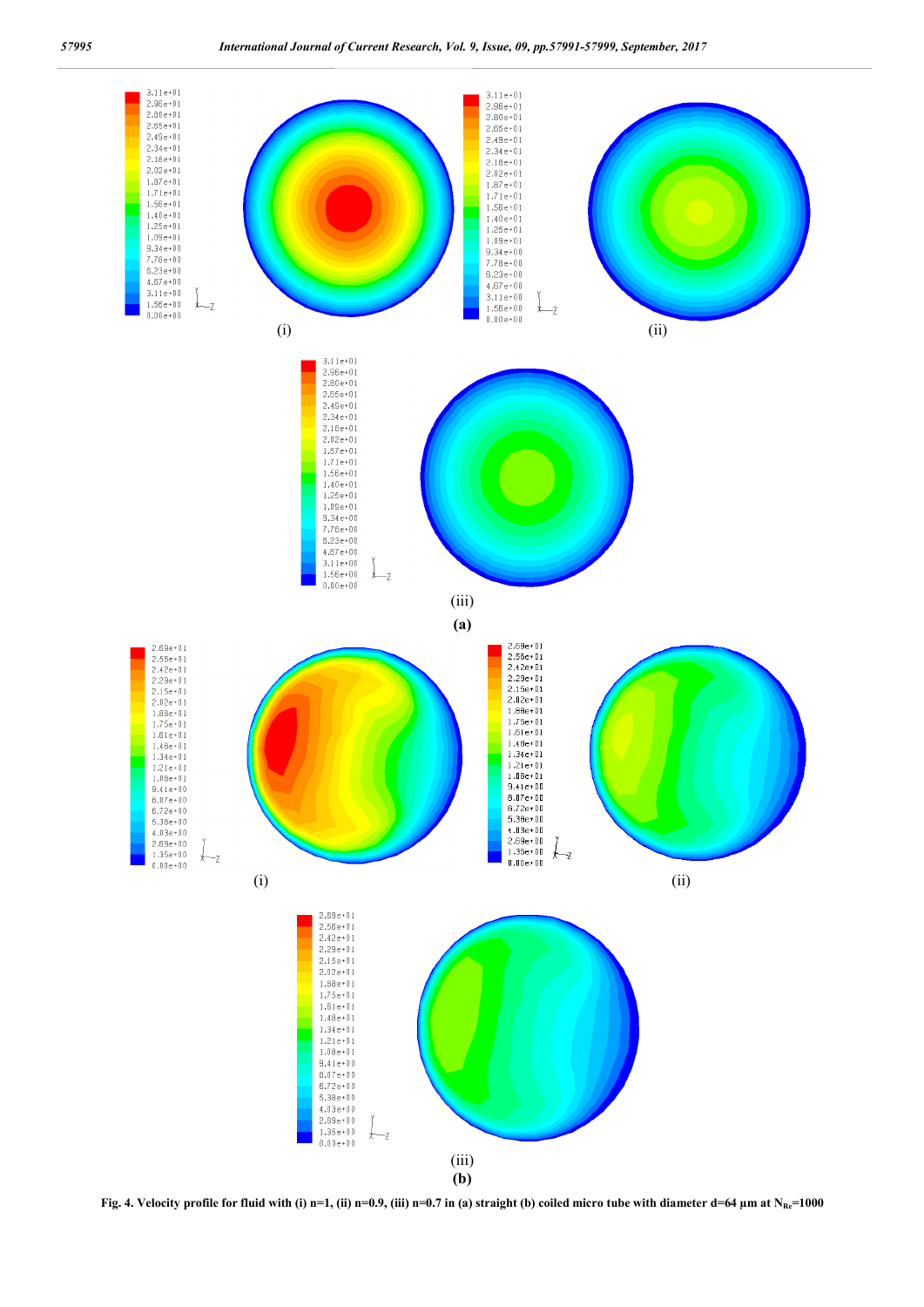Fig. 4. Velocity profile for fluid with (i) n=1, (ii) n=0.9, (iii) n=0.7 in (a) straight (b) coiled micro tube with diameter d=64 µm at $N_{Re}$=1000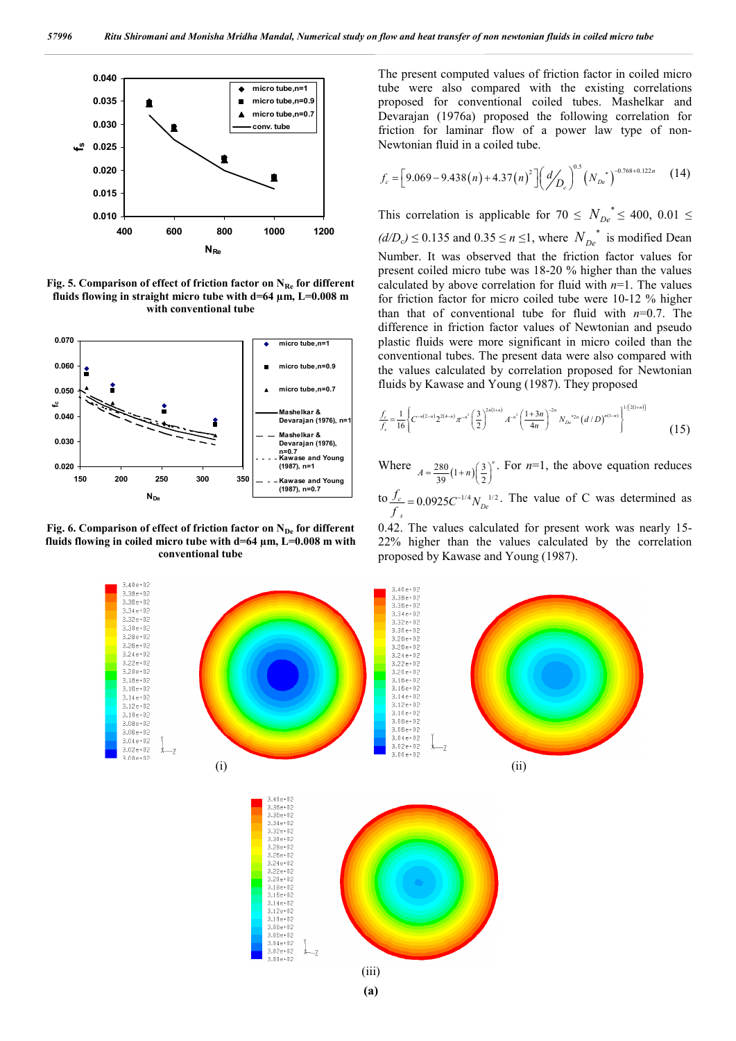Fig. 5. Comparison of effect of friction factor on $N_{Re}$ for different fluids flowing in straight micro tube with d=64 µm, L=0.008 m with conventional tube

Fig. 6. Comparison of effect of friction factor on $N_{De}$ for different fluids flowing in coiled micro tube with d=64 µm, L=0.008 m with conventional tube

The present computed values of friction factor in coiled micro tube were also compared with the existing correlations proposed for conventional coiled tubes. Mashelkar and Devarajan (1976a) proposed the following correlation for friction for laminar flow of a power law type of non-Newtonian fluid in a coiled tube.

$$f_c = \left[9.069 - 9.438(n) + 4.37(n)^2\right]\left(\frac{d}{D_c}\right)^{0.5}\left(N_{De}^{*}\right)^{-0.768+0.122n} \quad (14)$$

This correlation is applicable for $70 \leq N_{De}^{*} \leq 400$, $0.01 \leq (d/D_c) \leq 0.135$ and $0.35 \leq n \leq 1$, where $N_{De}^{*}$ is modified Dean Number. It was observed that the friction factor values for present coiled micro tube was 18-20 % higher than the values calculated by above correlation for fluid with $n$=1. The values for friction factor for micro coiled tube were 10-12 % higher than that of conventional tube for fluid with $n$=0.7. The difference in friction factor values of Newtonian and pseudo plastic fluids were more significant in micro coiled than the conventional tubes. The present data were also compared with the values calculated by correlation proposed for Newtonian fluids by Kawase and Young (1987). They proposed

$$\frac{f_c}{f_s} = \frac{1}{16}\left\{C^{-n(2-n)}2^{2(4-n)}\pi^{-n^2}\left(\frac{3}{2}\right)^{2n(1+n)}A^{-n^2}\left(\frac{1+3n}{4n}\right)^{-2n}N_{De}^{*2n}\left(d/D\right)^{n(1-n)}\right\}^{1/[2(1+n)]} \quad (15)$$

Where $A = \frac{280}{39}(1+n)\left(\frac{3}{2}\right)^{n}$. For $n$=1, the above equation reduces to $\frac{f_c}{f_s} = 0.0925C^{-1/4}N_{De}^{1/2}$. The value of C was determined as 0.42. The values calculated for present work was nearly 15-22% higher than the values calculated by the correlation proposed by Kawase and Young (1987).

(i) (ii) (iii)

(a)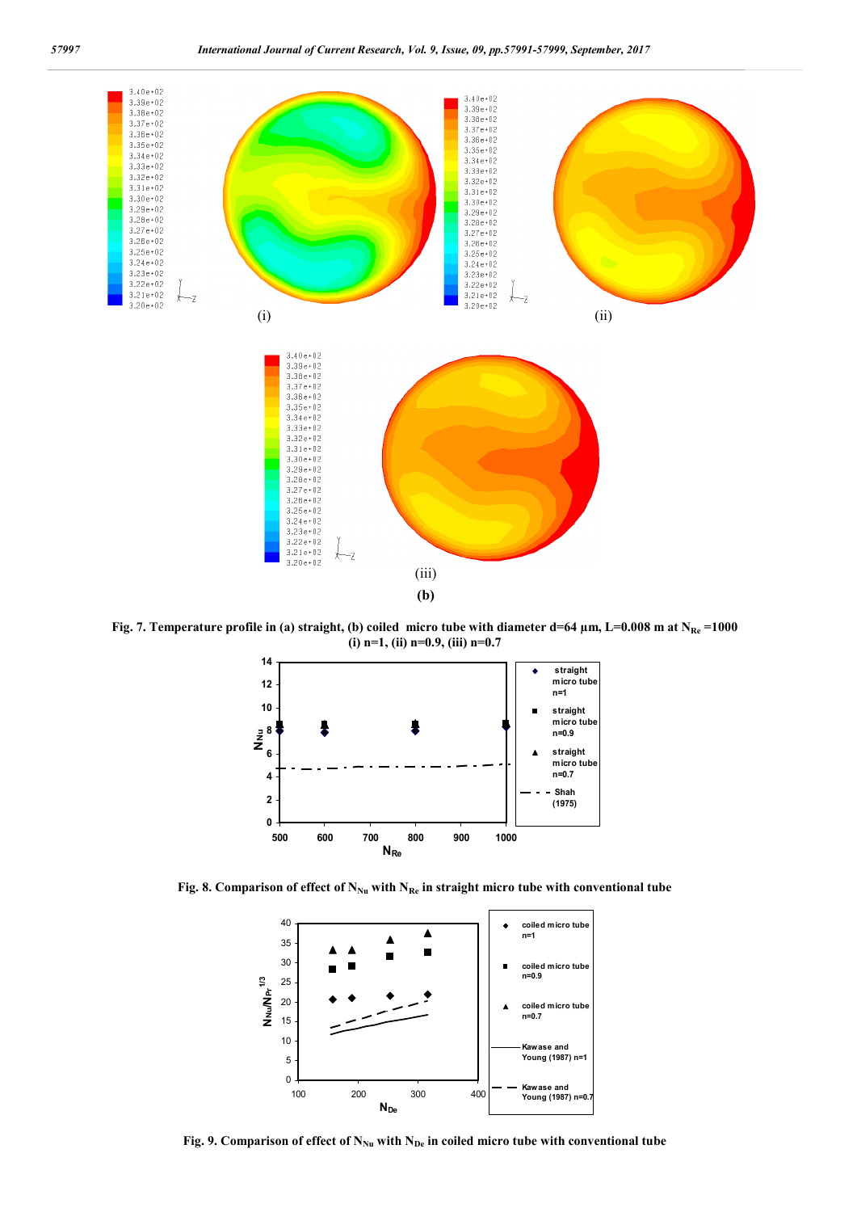(i)

(ii)

(iii)

**(b)**

**Fig. 7. Temperature profile in (a) straight, (b) coiled micro tube with diameter d=64 μm, L=0.008 m at $N_{Re}$ =1000 (i) n=1, (ii) n=0.9, (iii) n=0.7**

**Fig. 8. Comparison of effect of $N_{Nu}$ with $N_{Re}$ in straight micro tube with conventional tube**

**Fig. 9. Comparison of effect of $N_{Nu}$ with $N_{De}$ in coiled micro tube with conventional tube**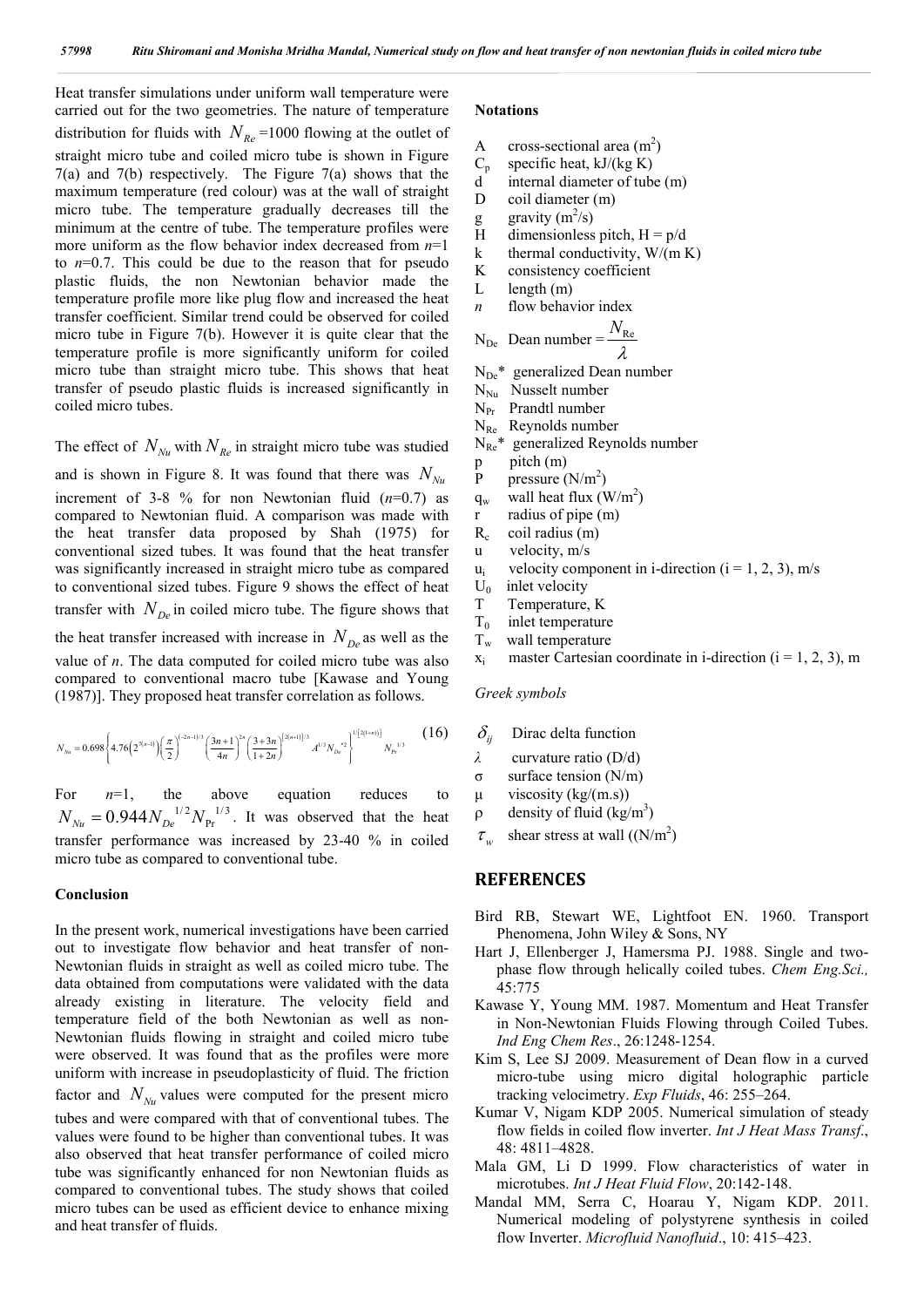Heat transfer simulations under uniform wall temperature were carried out for the two geometries. The nature of temperature distribution for fluids with $N_{Re}$ =1000 flowing at the outlet of straight micro tube and coiled micro tube is shown in Figure 7(a) and 7(b) respectively. The Figure 7(a) shows that the maximum temperature (red colour) was at the wall of straight micro tube. The temperature gradually decreases till the minimum at the centre of tube. The temperature profiles were more uniform as the flow behavior index decreased from *n*=1 to *n*=0.7. This could be due to the reason that for pseudo plastic fluids, the non Newtonian behavior made the temperature profile more like plug flow and increased the heat transfer coefficient. Similar trend could be observed for coiled micro tube in Figure 7(b). However it is quite clear that the temperature profile is more significantly uniform for coiled micro tube than straight micro tube. This shows that heat transfer of pseudo plastic fluids is increased significantly in coiled micro tubes.

The effect of $N_{Nu}$ with $N_{Re}$ in straight micro tube was studied and is shown in Figure 8. It was found that there was $N_{Nu}$ increment of 3-8 % for non Newtonian fluid (*n*=0.7) as compared to Newtonian fluid. A comparison was made with the heat transfer data proposed by Shah (1975) for conventional sized tubes. It was found that the heat transfer was significantly increased in straight micro tube as compared to conventional sized tubes. Figure 9 shows the effect of heat transfer with $N_{De}$ in coiled micro tube. The figure shows that the heat transfer increased with increase in $N_{De}$ as well as the value of *n*. The data computed for coiled micro tube was also compared to conventional macro tube [Kawase and Young (1987)]. They proposed heat transfer correlation as follows.

$$N_{Nu} = 0.698\left\{4.76\left(2^{7(n-1)}\right)\left(\frac{\pi}{2}\right)^{(-2n-1)/3}\left(\frac{3n+1}{4n}\right)^{2n}\left(\frac{3+3n}{1+2n}\right)^{[2(n+1)]/3} A^{1/3} N_{De}^{*2}\right\}^{1/[2(1+n)]} N_{Pr}^{1/3} \tag{16}$$

For *n*=1, the above equation reduces to $N_{Nu} = 0.944 N_{De}^{1/2} N_{Pr}^{1/3}$. It was observed that the heat transfer performance was increased by 23-40 % in coiled micro tube as compared to conventional tube.

## Conclusion

In the present work, numerical investigations have been carried out to investigate flow behavior and heat transfer of non-Newtonian fluids in straight as well as coiled micro tube. The data obtained from computations were validated with the data already existing in literature. The velocity field and temperature field of the both Newtonian as well as non-Newtonian fluids flowing in straight and coiled micro tube were observed. It was found that as the profiles were more uniform with increase in pseudoplasticity of fluid. The friction factor and $N_{Nu}$ values were computed for the present micro tubes and were compared with that of conventional tubes. The values were found to be higher than conventional tubes. It was also observed that heat transfer performance of coiled micro tube was significantly enhanced for non Newtonian fluids as compared to conventional tubes. The study shows that coiled micro tubes can be used as efficient device to enhance mixing and heat transfer of fluids.

## Notations

- A cross-sectional area (m$^2$)
- $C_p$ specific heat, kJ/(kg K)
- d internal diameter of tube (m)
- D coil diameter (m)
- g gravity (m$^2$/s)
- H dimensionless pitch, H = p/d
- k thermal conductivity, W/(m K)
- K consistency coefficient
- L length (m)
- *n* flow behavior index
- $N_{De}$ Dean number $= \dfrac{N_{Re}}{\lambda}$
- $N_{De}$* generalized Dean number
- $N_{Nu}$ Nusselt number
- $N_{Pr}$ Prandtl number
- $N_{Re}$ Reynolds number
- $N_{Re}$* generalized Reynolds number
- p pitch (m)
- P pressure (N/m$^2$)
- $q_w$ wall heat flux (W/m$^2$)
- r radius of pipe (m)
- $R_c$ coil radius (m)
- u velocity, m/s
- $u_i$ velocity component in i-direction (i = 1, 2, 3), m/s
- $U_0$ inlet velocity
- T Temperature, K
- $T_0$ inlet temperature
- $T_w$ wall temperature
- $x_i$ master Cartesian coordinate in i-direction (i = 1, 2, 3), m

*Greek symbols*

- $\delta_{ij}$ Dirac delta function
- $\lambda$ curvature ratio (D/d)
- σ surface tension (N/m)
- μ viscosity (kg/(m.s))
- ρ density of fluid (kg/m$^3$)
- $\tau_w$ shear stress at wall ((N/m$^2$)

## REFERENCES

Bird RB, Stewart WE, Lightfoot EN. 1960. Transport Phenomena, John Wiley & Sons, NY

Hart J, Ellenberger J, Hamersma PJ. 1988. Single and two-phase flow through helically coiled tubes. *Chem Eng.Sci.,* 45:775

Kawase Y, Young MM. 1987. Momentum and Heat Transfer in Non-Newtonian Fluids Flowing through Coiled Tubes. *Ind Eng Chem Res*., 26:1248-1254.

Kim S, Lee SJ 2009. Measurement of Dean flow in a curved micro-tube using micro digital holographic particle tracking velocimetry. *Exp Fluids*, 46: 255–264.

Kumar V, Nigam KDP 2005. Numerical simulation of steady flow fields in coiled flow inverter. *Int J Heat Mass Transf*., 48: 4811–4828.

Mala GM, Li D 1999. Flow characteristics of water in microtubes. *Int J Heat Fluid Flow*, 20:142-148.

Mandal MM, Serra C, Hoarau Y, Nigam KDP. 2011. Numerical modeling of polystyrene synthesis in coiled flow Inverter. *Microfluid Nanofluid*., 10: 415–423.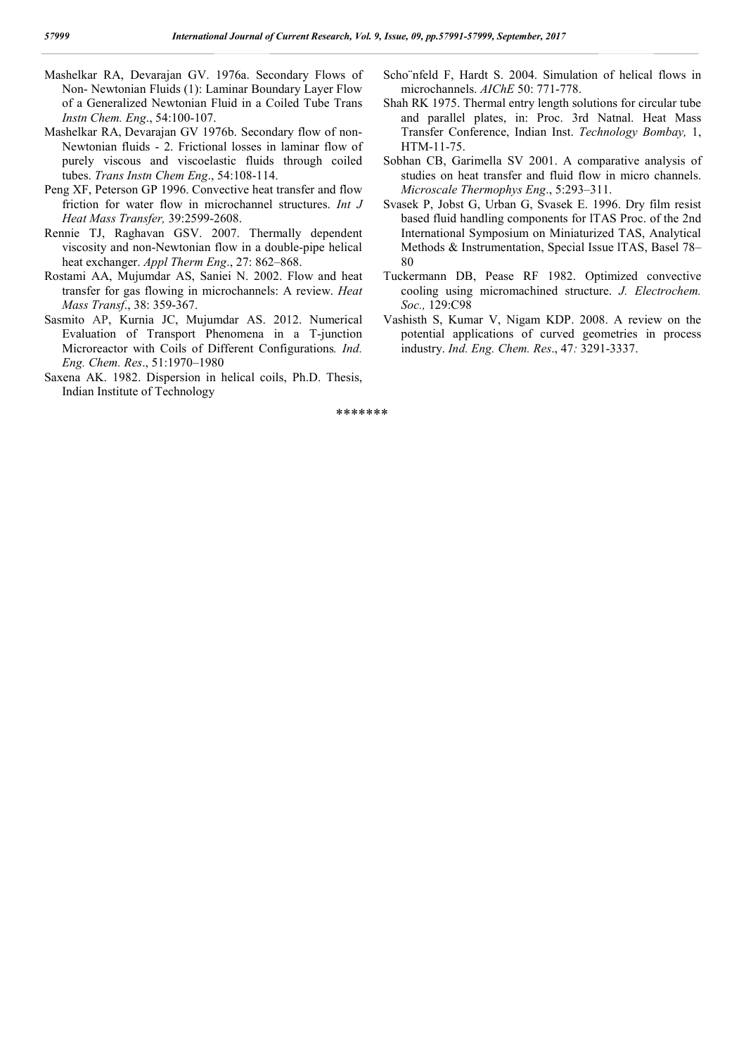Mashelkar RA, Devarajan GV. 1976a. Secondary Flows of Non- Newtonian Fluids (1): Laminar Boundary Layer Flow of a Generalized Newtonian Fluid in a Coiled Tube Trans *Instn Chem. Eng*., 54:100-107.

Mashelkar RA, Devarajan GV 1976b. Secondary flow of non-Newtonian fluids - 2. Frictional losses in laminar flow of purely viscous and viscoelastic fluids through coiled tubes. *Trans Instn Chem Eng*., 54:108-114.

Peng XF, Peterson GP 1996. Convective heat transfer and flow friction for water flow in microchannel structures. *Int J Heat Mass Transfer,* 39:2599-2608.

Rennie TJ, Raghavan GSV. 2007. Thermally dependent viscosity and non-Newtonian flow in a double-pipe helical heat exchanger. *Appl Therm Eng*., 27: 862–868.

Rostami AA, Mujumdar AS, Saniei N. 2002. Flow and heat transfer for gas flowing in microchannels: A review. *Heat Mass Transf*., 38: 359-367.

Sasmito AP, Kurnia JC, Mujumdar AS. 2012. Numerical Evaluation of Transport Phenomena in a T-junction Microreactor with Coils of Different Configurations*. Ind. Eng. Chem. Res*., 51:1970–1980

Saxena AK. 1982. Dispersion in helical coils, Ph.D. Thesis, Indian Institute of Technology

Scho¨nfeld F, Hardt S. 2004. Simulation of helical flows in microchannels. *AIChE* 50: 771-778.

Shah RK 1975. Thermal entry length solutions for circular tube and parallel plates, in: Proc. 3rd Natnal. Heat Mass Transfer Conference, Indian Inst. *Technology Bombay,* 1, HTM-11-75.

Sobhan CB, Garimella SV 2001. A comparative analysis of studies on heat transfer and fluid flow in micro channels. *Microscale Thermophys Eng*., 5:293–311.

Svasek P, Jobst G, Urban G, Svasek E. 1996. Dry film resist based fluid handling components for lTAS Proc. of the 2nd International Symposium on Miniaturized TAS, Analytical Methods & Instrumentation, Special Issue lTAS, Basel 78–80

Tuckermann DB, Pease RF 1982. Optimized convective cooling using micromachined structure. *J. Electrochem. Soc.,* 129:C98

Vashisth S, Kumar V, Nigam KDP. 2008. A review on the potential applications of curved geometries in process industry. *Ind. Eng. Chem. Res*., 47*:* 3291-3337.

\*\*\*\*\*\*\*